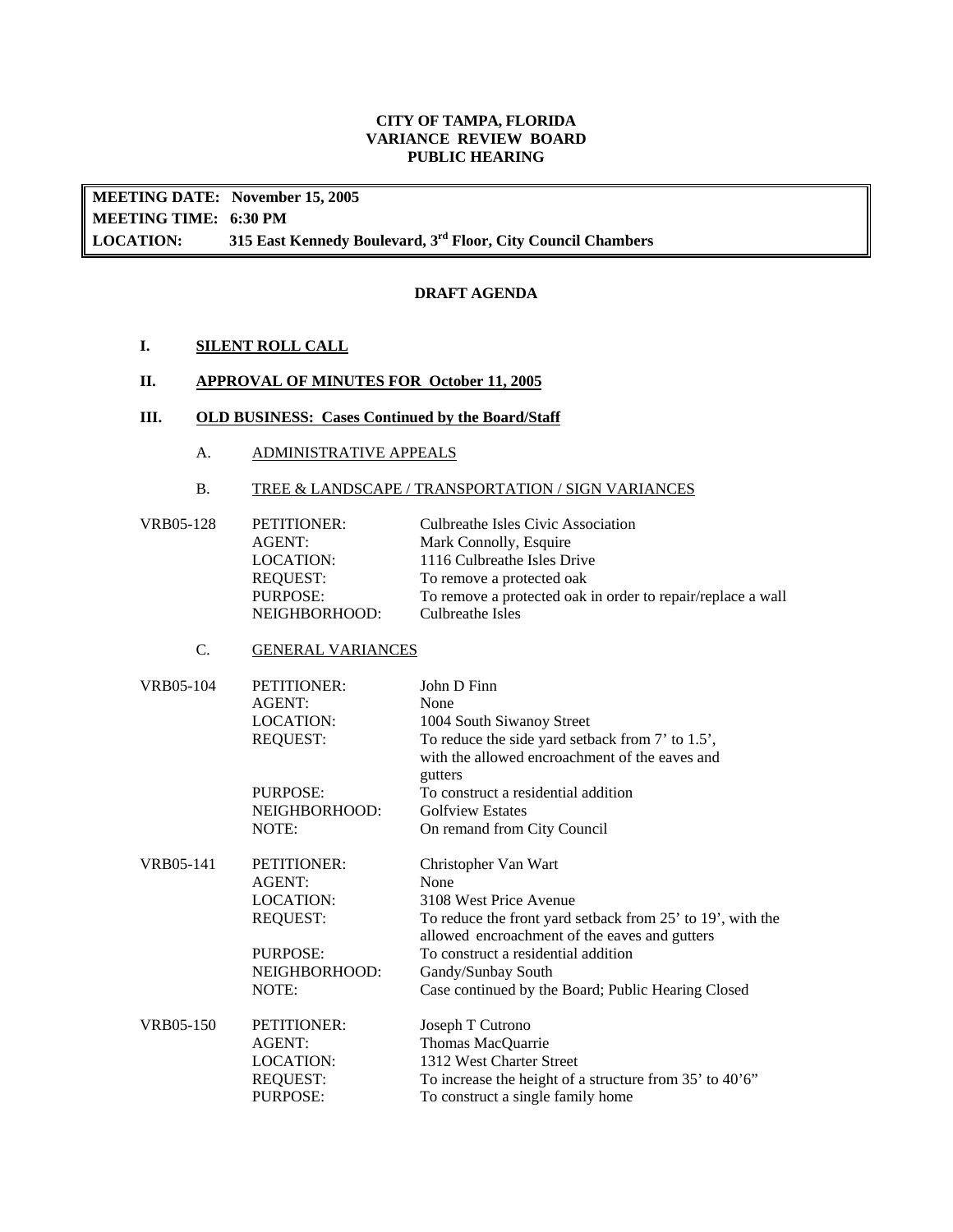**CITY OF TAMPA, FLORIDA**
**VARIANCE REVIEW BOARD**
**PUBLIC HEARING**

**MEETING DATE: November 15, 2005**
**MEETING TIME: 6:30 PM**
**LOCATION: 315 East Kennedy Boulevard, 3rd Floor, City Council Chambers**

**DRAFT AGENDA**

**I. SILENT ROLL CALL**

**II. APPROVAL OF MINUTES FOR October 11, 2005**

**III. OLD BUSINESS: Cases Continued by the Board/Staff**

A. ADMINISTRATIVE APPEALS

B. TREE & LANDSCAPE / TRANSPORTATION / SIGN VARIANCES

VRB05-128
- PETITIONER: Culbreathe Isles Civic Association
- AGENT: Mark Connolly, Esquire
- LOCATION: 1116 Culbreathe Isles Drive
- REQUEST: To remove a protected oak
- PURPOSE: To remove a protected oak in order to repair/replace a wall
- NEIGHBORHOOD: Culbreathe Isles

C. GENERAL VARIANCES

VRB05-104
- PETITIONER: John D Finn
- AGENT: None
- LOCATION: 1004 South Siwanoy Street
- REQUEST: To reduce the side yard setback from 7' to 1.5', with the allowed encroachment of the eaves and gutters
- PURPOSE: To construct a residential addition
- NEIGHBORHOOD: Golfview Estates
- NOTE: On remand from City Council

VRB05-141
- PETITIONER: Christopher Van Wart
- AGENT: None
- LOCATION: 3108 West Price Avenue
- REQUEST: To reduce the front yard setback from 25' to 19', with the allowed encroachment of the eaves and gutters
- PURPOSE: To construct a residential addition
- NEIGHBORHOOD: Gandy/Sunbay South
- NOTE: Case continued by the Board; Public Hearing Closed

VRB05-150
- PETITIONER: Joseph T Cutrono
- AGENT: Thomas MacQuarrie
- LOCATION: 1312 West Charter Street
- REQUEST: To increase the height of a structure from 35' to 40'6"
- PURPOSE: To construct a single family home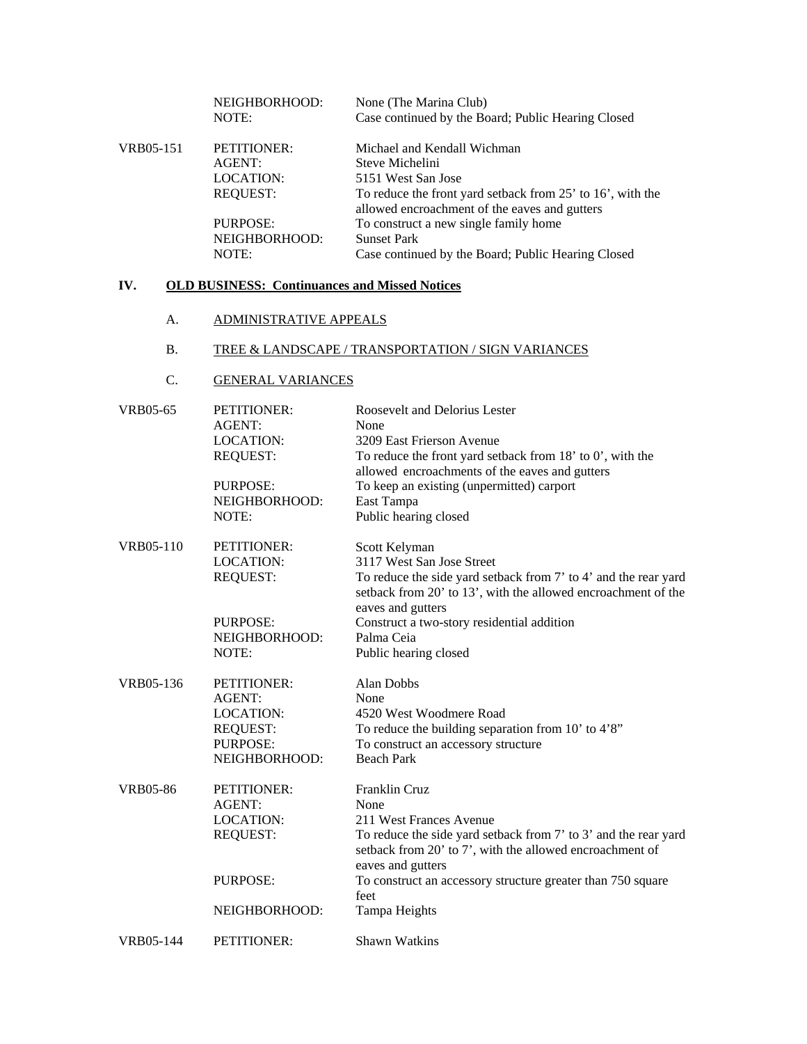| | | |
|---|---|---|
| | NEIGHBORHOOD: | None (The Marina Club) |
| | NOTE: | Case continued by the Board; Public Hearing Closed |
| VRB05-151 | PETITIONER: | Michael and Kendall Wichman |
| | AGENT: | Steve Michelini |
| | LOCATION: | 5151 West San Jose |
| | REQUEST: | To reduce the front yard setback from 25' to 16', with the allowed encroachment of the eaves and gutters |
| | PURPOSE: | To construct a new single family home |
| | NEIGHBORHOOD: | Sunset Park |
| | NOTE: | Case continued by the Board; Public Hearing Closed |

## IV. OLD BUSINESS: Continuances and Missed Notices

A. ADMINISTRATIVE APPEALS

B. TREE & LANDSCAPE / TRANSPORTATION / SIGN VARIANCES

C. GENERAL VARIANCES

| | | |
|---|---|---|
| VRB05-65 | PETITIONER: | Roosevelt and Delorius Lester |
| | AGENT: | None |
| | LOCATION: | 3209 East Frierson Avenue |
| | REQUEST: | To reduce the front yard setback from 18' to 0', with the allowed encroachments of the eaves and gutters |
| | PURPOSE: | To keep an existing (unpermitted) carport |
| | NEIGHBORHOOD: | East Tampa |
| | NOTE: | Public hearing closed |
| VRB05-110 | PETITIONER: | Scott Kelyman |
| | LOCATION: | 3117 West San Jose Street |
| | REQUEST: | To reduce the side yard setback from 7' to 4' and the rear yard setback from 20' to 13', with the allowed encroachment of the eaves and gutters |
| | PURPOSE: | Construct a two-story residential addition |
| | NEIGHBORHOOD: | Palma Ceia |
| | NOTE: | Public hearing closed |
| VRB05-136 | PETITIONER: | Alan Dobbs |
| | AGENT: | None |
| | LOCATION: | 4520 West Woodmere Road |
| | REQUEST: | To reduce the building separation from 10' to 4'8" |
| | PURPOSE: | To construct an accessory structure |
| | NEIGHBORHOOD: | Beach Park |
| VRB05-86 | PETITIONER: | Franklin Cruz |
| | AGENT: | None |
| | LOCATION: | 211 West Frances Avenue |
| | REQUEST: | To reduce the side yard setback from 7' to 3' and the rear yard setback from 20' to 7', with the allowed encroachment of eaves and gutters |
| | PURPOSE: | To construct an accessory structure greater than 750 square feet |
| | NEIGHBORHOOD: | Tampa Heights |
| VRB05-144 | PETITIONER: | Shawn Watkins |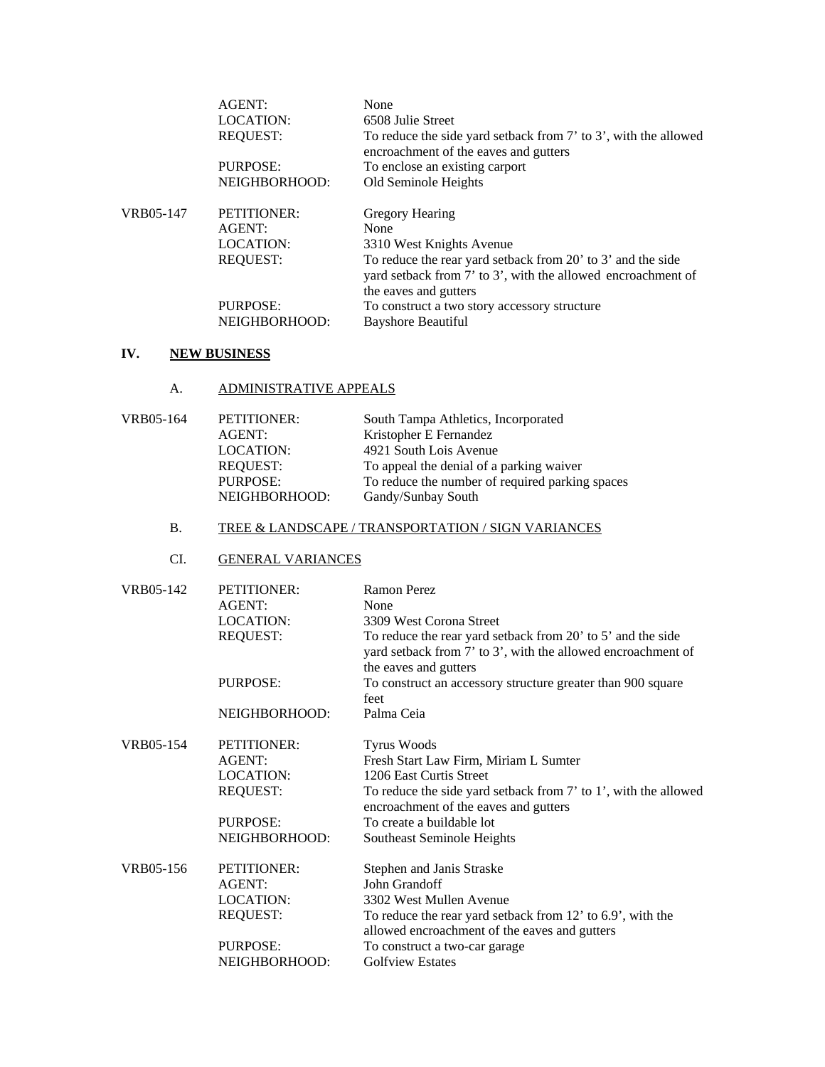| | | |
|---|---|---|
| | AGENT: | None |
| | LOCATION: | 6508 Julie Street |
| | REQUEST: | To reduce the side yard setback from 7' to 3', with the allowed encroachment of the eaves and gutters |
| | PURPOSE: | To enclose an existing carport |
| | NEIGHBORHOOD: | Old Seminole Heights |
| VRB05-147 | PETITIONER: | Gregory Hearing |
| | AGENT: | None |
| | LOCATION: | 3310 West Knights Avenue |
| | REQUEST: | To reduce the rear yard setback from 20' to 3' and the side yard setback from 7' to 3', with the allowed encroachment of the eaves and gutters |
| | PURPOSE: | To construct a two story accessory structure |
| | NEIGHBORHOOD: | Bayshore Beautiful |

## IV. NEW BUSINESS

### A. ADMINISTRATIVE APPEALS

| | | |
|---|---|---|
| VRB05-164 | PETITIONER: | South Tampa Athletics, Incorporated |
| | AGENT: | Kristopher E Fernandez |
| | LOCATION: | 4921 South Lois Avenue |
| | REQUEST: | To appeal the denial of a parking waiver |
| | PURPOSE: | To reduce the number of required parking spaces |
| | NEIGHBORHOOD: | Gandy/Sunbay South |

### B. TREE & LANDSCAPE / TRANSPORTATION / SIGN VARIANCES

### CI. GENERAL VARIANCES

| | | |
|---|---|---|
| VRB05-142 | PETITIONER: | Ramon Perez |
| | AGENT: | None |
| | LOCATION: | 3309 West Corona Street |
| | REQUEST: | To reduce the rear yard setback from 20' to 5' and the side yard setback from 7' to 3', with the allowed encroachment of the eaves and gutters |
| | PURPOSE: | To construct an accessory structure greater than 900 square feet |
| | NEIGHBORHOOD: | Palma Ceia |
| VRB05-154 | PETITIONER: | Tyrus Woods |
| | AGENT: | Fresh Start Law Firm, Miriam L Sumter |
| | LOCATION: | 1206 East Curtis Street |
| | REQUEST: | To reduce the side yard setback from 7' to 1', with the allowed encroachment of the eaves and gutters |
| | PURPOSE: | To create a buildable lot |
| | NEIGHBORHOOD: | Southeast Seminole Heights |
| VRB05-156 | PETITIONER: | Stephen and Janis Straske |
| | AGENT: | John Grandoff |
| | LOCATION: | 3302 West Mullen Avenue |
| | REQUEST: | To reduce the rear yard setback from 12' to 6.9', with the allowed encroachment of the eaves and gutters |
| | PURPOSE: | To construct a two-car garage |
| | NEIGHBORHOOD: | Golfview Estates |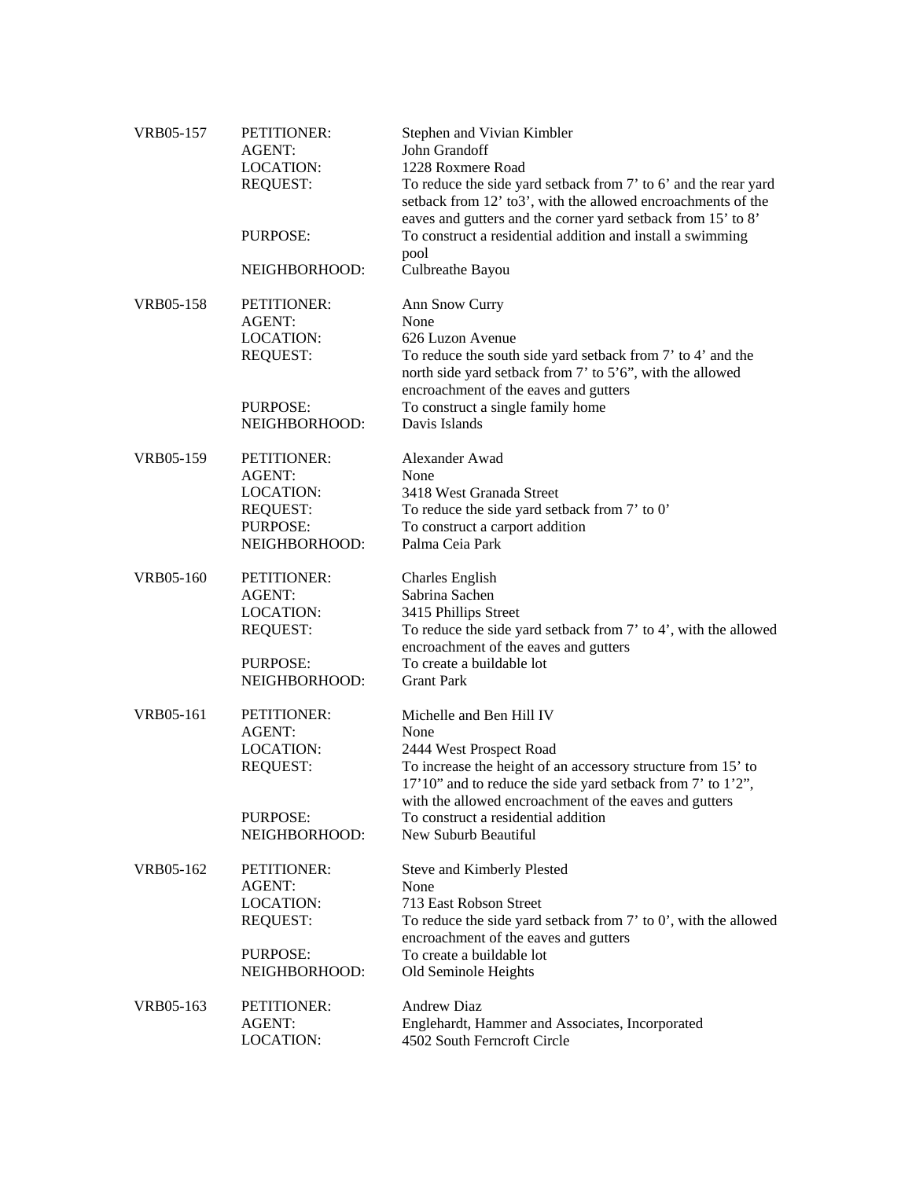VRB05-157

| | |
|---|---|
| PETITIONER: | Stephen and Vivian Kimbler |
| AGENT: | John Grandoff |
| LOCATION: | 1228 Roxmere Road |
| REQUEST: | To reduce the side yard setback from 7’ to 6’ and the rear yard setback from 12’ to3’, with the allowed encroachments of the eaves and gutters and the corner yard setback from 15’ to 8’ |
| PURPOSE: | To construct a residential addition and install a swimming pool |
| NEIGHBORHOOD: | Culbreathe Bayou |

VRB05-158

| | |
|---|---|
| PETITIONER: | Ann Snow Curry |
| AGENT: | None |
| LOCATION: | 626 Luzon Avenue |
| REQUEST: | To reduce the south side yard setback from 7’ to 4’ and the north side yard setback from 7’ to 5’6”, with the allowed encroachment of the eaves and gutters |
| PURPOSE: | To construct a single family home |
| NEIGHBORHOOD: | Davis Islands |

VRB05-159

| | |
|---|---|
| PETITIONER: | Alexander Awad |
| AGENT: | None |
| LOCATION: | 3418 West Granada Street |
| REQUEST: | To reduce the side yard setback from 7’ to 0’ |
| PURPOSE: | To construct a carport addition |
| NEIGHBORHOOD: | Palma Ceia Park |

VRB05-160

| | |
|---|---|
| PETITIONER: | Charles English |
| AGENT: | Sabrina Sachen |
| LOCATION: | 3415 Phillips Street |
| REQUEST: | To reduce the side yard setback from 7’ to 4’, with the allowed encroachment of the eaves and gutters |
| PURPOSE: | To create a buildable lot |
| NEIGHBORHOOD: | Grant Park |

VRB05-161

| | |
|---|---|
| PETITIONER: | Michelle and Ben Hill IV |
| AGENT: | None |
| LOCATION: | 2444 West Prospect Road |
| REQUEST: | To increase the height of an accessory structure from 15’ to 17’10” and to reduce the side yard setback from 7’ to 1’2”, with the allowed encroachment of the eaves and gutters |
| PURPOSE: | To construct a residential addition |
| NEIGHBORHOOD: | New Suburb Beautiful |

VRB05-162

| | |
|---|---|
| PETITIONER: | Steve and Kimberly Plested |
| AGENT: | None |
| LOCATION: | 713 East Robson Street |
| REQUEST: | To reduce the side yard setback from 7’ to 0’, with the allowed encroachment of the eaves and gutters |
| PURPOSE: | To create a buildable lot |
| NEIGHBORHOOD: | Old Seminole Heights |

VRB05-163

| | |
|---|---|
| PETITIONER: | Andrew Diaz |
| AGENT: | Englehardt, Hammer and Associates, Incorporated |
| LOCATION: | 4502 South Ferncroft Circle |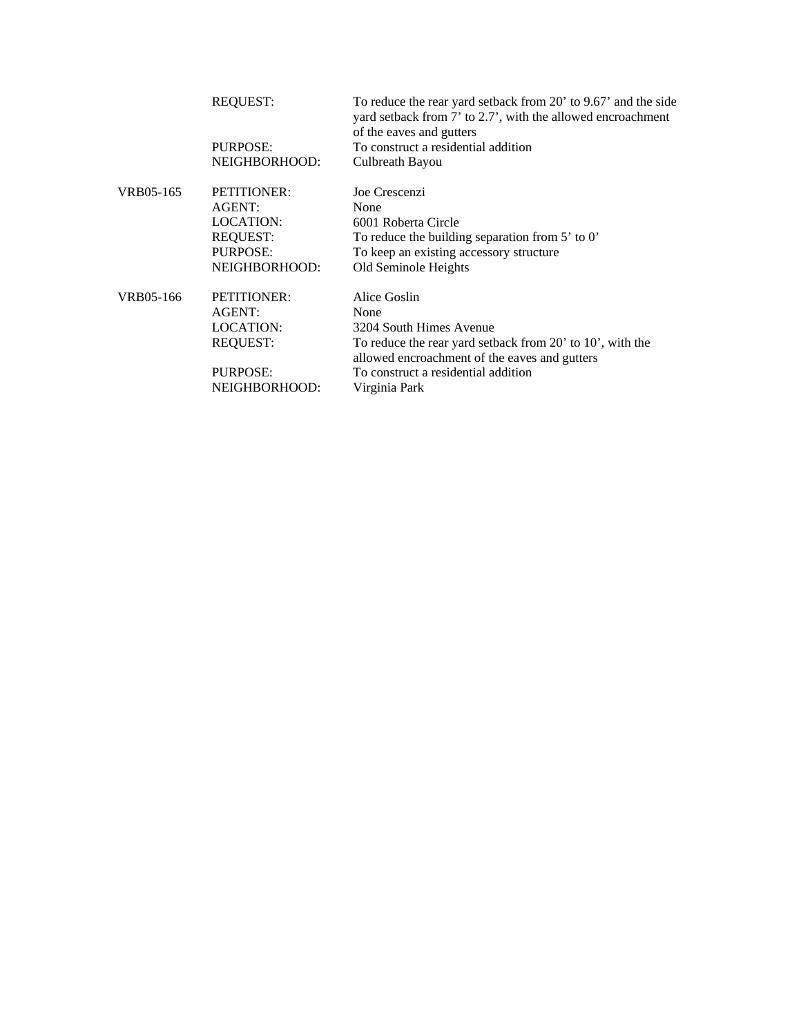| | | |
|---|---|---|
| | REQUEST: | To reduce the rear yard setback from 20’ to 9.67’ and the side yard setback from 7’ to 2.7’, with the allowed encroachment of the eaves and gutters |
| | PURPOSE: | To construct a residential addition |
| | NEIGHBORHOOD: | Culbreath Bayou |
| VRB05-165 | PETITIONER: | Joe Crescenzi |
| | AGENT: | None |
| | LOCATION: | 6001 Roberta Circle |
| | REQUEST: | To reduce the building separation from 5’ to 0’ |
| | PURPOSE: | To keep an existing accessory structure |
| | NEIGHBORHOOD: | Old Seminole Heights |
| VRB05-166 | PETITIONER: | Alice Goslin |
| | AGENT: | None |
| | LOCATION: | 3204 South Himes Avenue |
| | REQUEST: | To reduce the rear yard setback from 20’ to 10’, with the allowed encroachment of the eaves and gutters |
| | PURPOSE: | To construct a residential addition |
| | NEIGHBORHOOD: | Virginia Park |